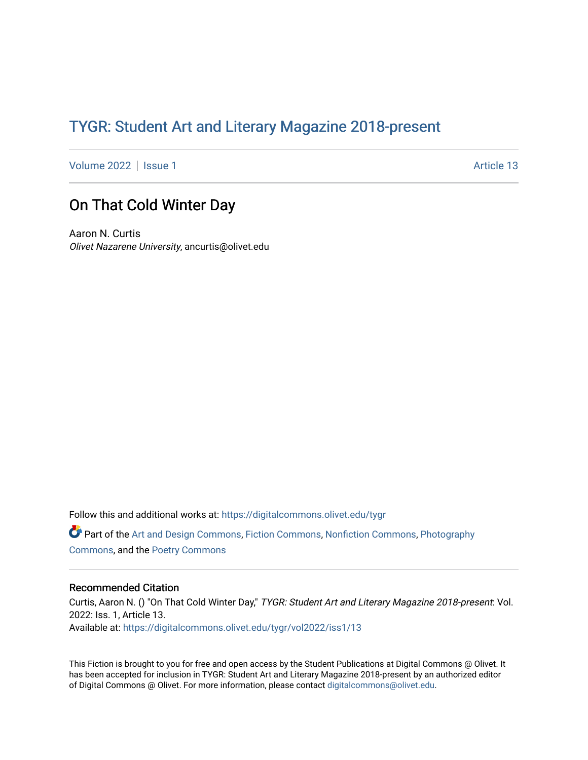# TYGR: Student Art and Literary Magazine 2018-present

Volume 2022 | Issue 1 Article 13

## On That Cold Winter Day

Aaron N. Curtis
*Olivet Nazarene University*, ancurtis@olivet.edu

Follow this and additional works at: https://digitalcommons.olivet.edu/tygr

Part of the Art and Design Commons, Fiction Commons, Nonfiction Commons, Photography Commons, and the Poetry Commons

### Recommended Citation

Curtis, Aaron N. () "On That Cold Winter Day," *TYGR: Student Art and Literary Magazine 2018-present*: Vol. 2022: Iss. 1, Article 13.
Available at: https://digitalcommons.olivet.edu/tygr/vol2022/iss1/13

This Fiction is brought to you for free and open access by the Student Publications at Digital Commons @ Olivet. It has been accepted for inclusion in TYGR: Student Art and Literary Magazine 2018-present by an authorized editor of Digital Commons @ Olivet. For more information, please contact digitalcommons@olivet.edu.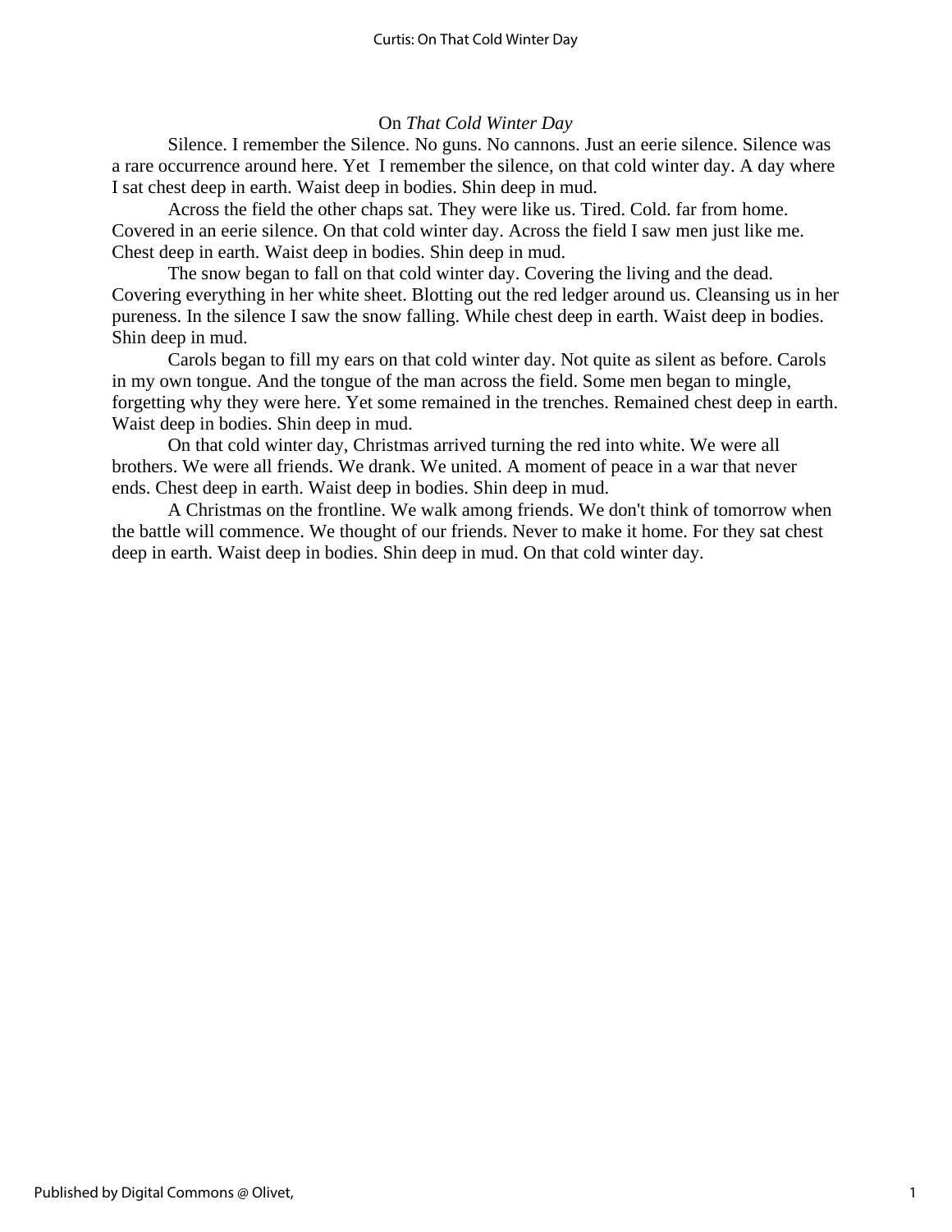# On *That Cold Winter Day*

Silence. I remember the Silence. No guns. No cannons. Just an eerie silence. Silence was a rare occurrence around here. Yet I remember the silence, on that cold winter day. A day where I sat chest deep in earth. Waist deep in bodies. Shin deep in mud.

Across the field the other chaps sat. They were like us. Tired. Cold. far from home. Covered in an eerie silence. On that cold winter day. Across the field I saw men just like me. Chest deep in earth. Waist deep in bodies. Shin deep in mud.

The snow began to fall on that cold winter day. Covering the living and the dead. Covering everything in her white sheet. Blotting out the red ledger around us. Cleansing us in her pureness. In the silence I saw the snow falling. While chest deep in earth. Waist deep in bodies. Shin deep in mud.

Carols began to fill my ears on that cold winter day. Not quite as silent as before. Carols in my own tongue. And the tongue of the man across the field. Some men began to mingle, forgetting why they were here. Yet some remained in the trenches. Remained chest deep in earth. Waist deep in bodies. Shin deep in mud.

On that cold winter day, Christmas arrived turning the red into white. We were all brothers. We were all friends. We drank. We united. A moment of peace in a war that never ends. Chest deep in earth. Waist deep in bodies. Shin deep in mud.

A Christmas on the frontline. We walk among friends. We don't think of tomorrow when the battle will commence. We thought of our friends. Never to make it home. For they sat chest deep in earth. Waist deep in bodies. Shin deep in mud. On that cold winter day.